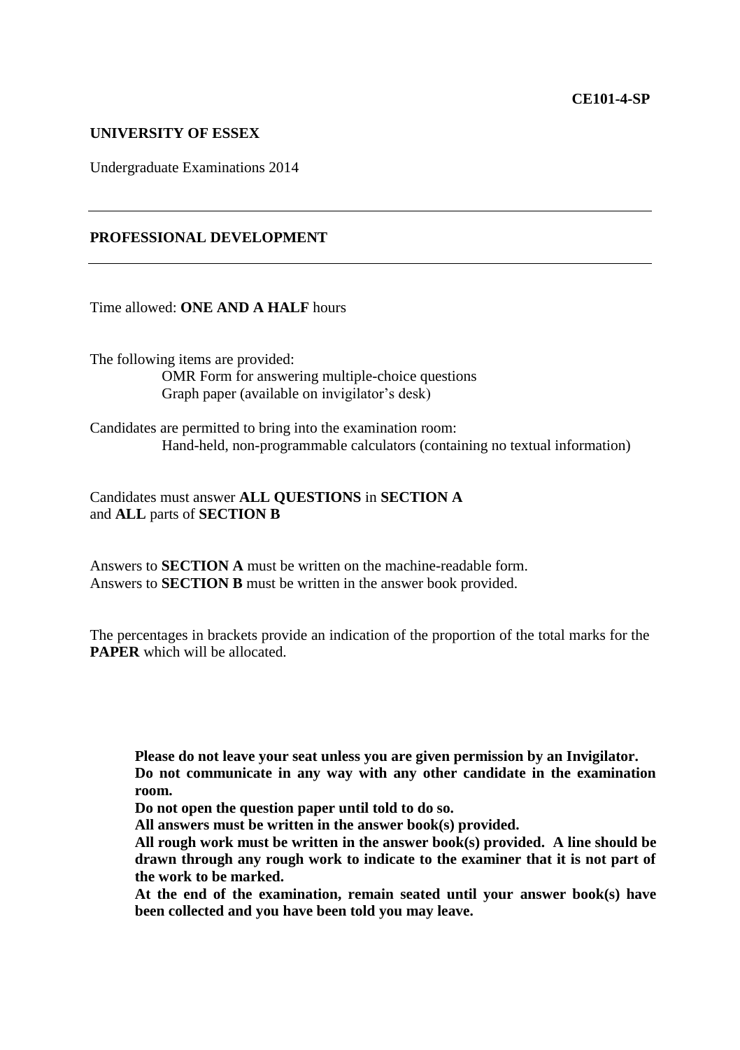**CE101-4-SP**

**UNIVERSITY OF ESSEX**

Undergraduate Examinations 2014

---

**PROFESSIONAL DEVELOPMENT**

---

Time allowed: **ONE AND A HALF** hours

The following items are provided:

OMR Form for answering multiple-choice questions
Graph paper (available on invigilator's desk)

Candidates are permitted to bring into the examination room:

Hand-held, non-programmable calculators (containing no textual information)

Candidates must answer **ALL QUESTIONS** in **SECTION A**
and **ALL** parts of **SECTION B**

Answers to **SECTION A** must be written on the machine-readable form.
Answers to **SECTION B** must be written in the answer book provided.

The percentages in brackets provide an indication of the proportion of the total marks for the **PAPER** which will be allocated.

**Please do not leave your seat unless you are given permission by an Invigilator.**
**Do not communicate in any way with any other candidate in the examination room.**
**Do not open the question paper until told to do so.**
**All answers must be written in the answer book(s) provided.**
**All rough work must be written in the answer book(s) provided. A line should be drawn through any rough work to indicate to the examiner that it is not part of the work to be marked.**
**At the end of the examination, remain seated until your answer book(s) have been collected and you have been told you may leave.**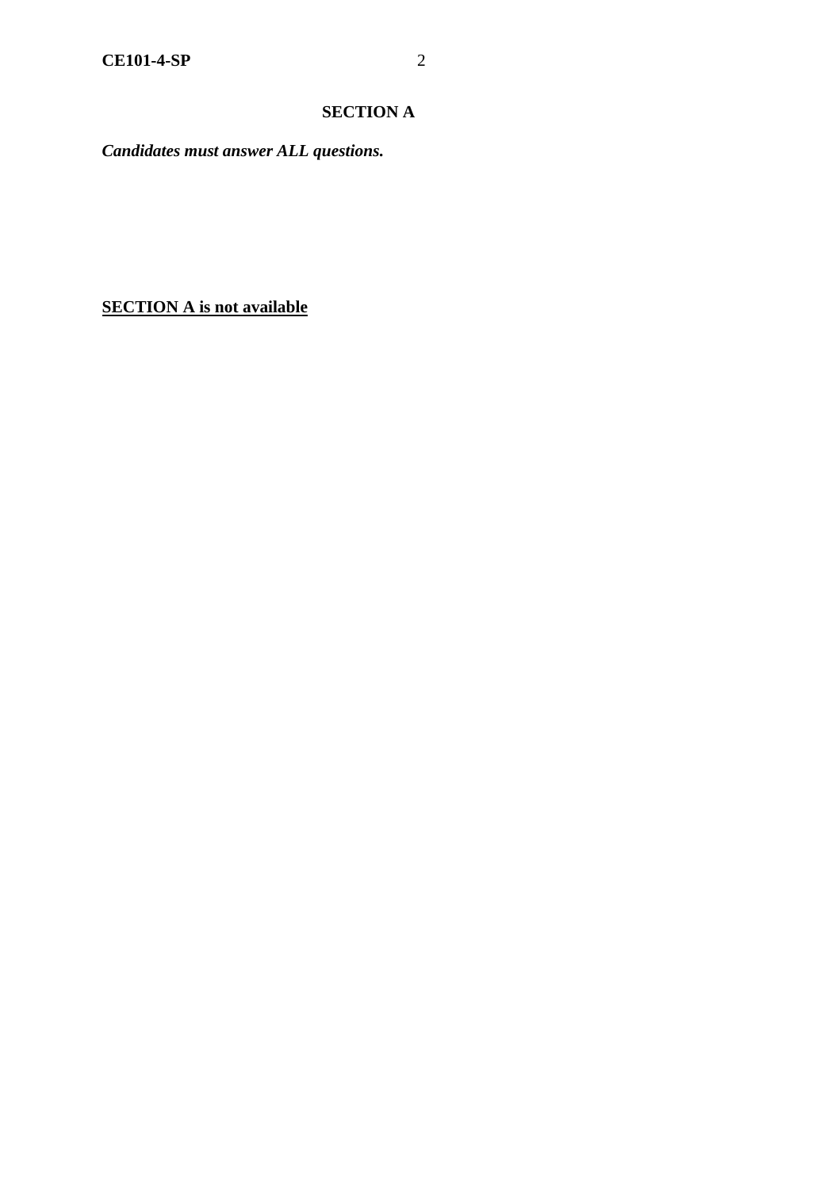## SECTION A

***Candidates must answer ALL questions.***

**<u>SECTION A is not available</u>**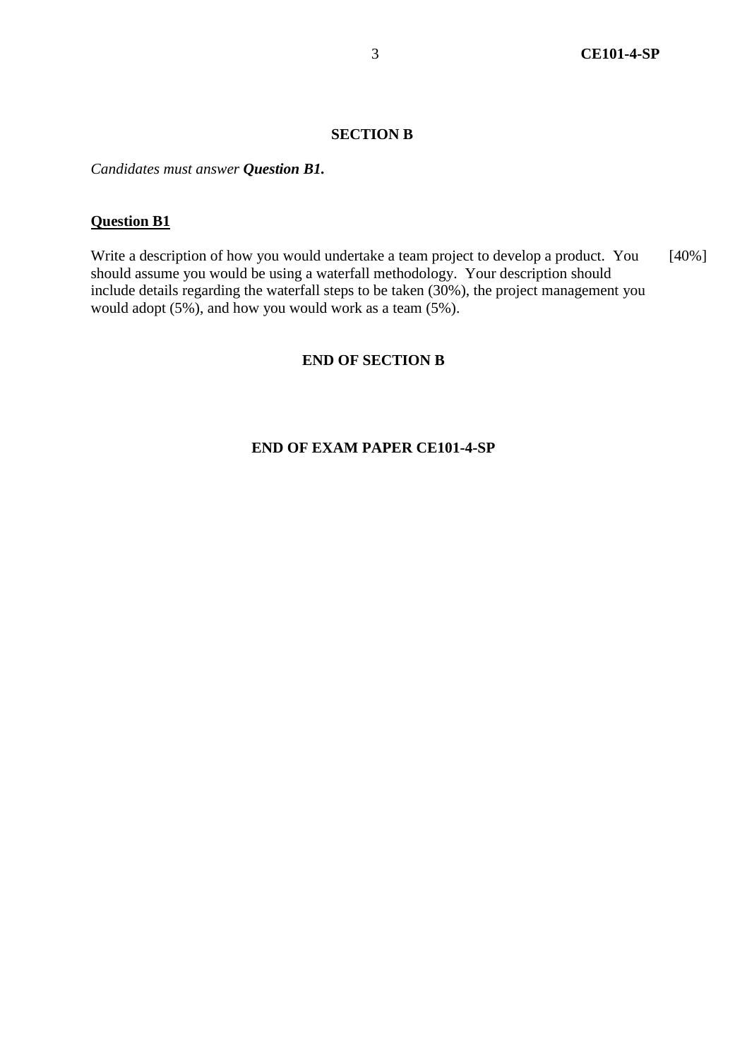**SECTION B**

*Candidates must answer **Question B1.***

**<u>Question B1</u>**

Write a description of how you would undertake a team project to develop a product. You should assume you would be using a waterfall methodology. Your description should include details regarding the waterfall steps to be taken (30%), the project management you would adopt (5%), and how you would work as a team (5%). [40%]

**END OF SECTION B**

**END OF EXAM PAPER CE101-4-SP**